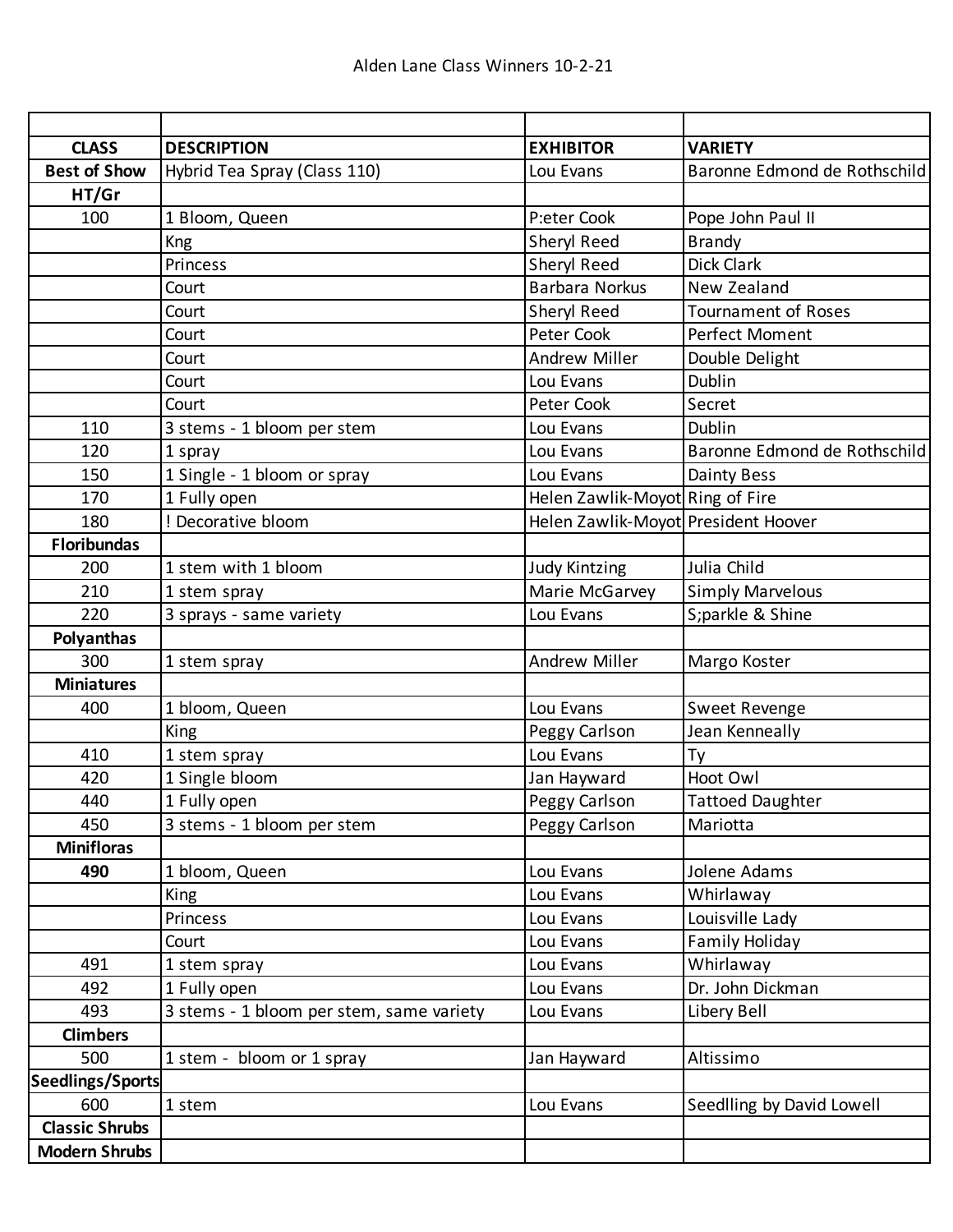# Alden Lane Class Winners 10-2-21

| | | | |
|---|---|---|---|
| **CLASS** | **DESCRIPTION** | **EXHIBITOR** | **VARIETY** |
| **Best of Show** | Hybrid Tea Spray (Class 110) | Lou Evans | Baronne Edmond de Rothschild |
| **HT/Gr** | | | |
| 100 | 1 Bloom, Queen | P:eter Cook | Pope John Paul II |
| | Kng | Sheryl Reed | Brandy |
| | Princess | Sheryl Reed | Dick Clark |
| | Court | Barbara Norkus | New Zealand |
| | Court | Sheryl Reed | Tournament of Roses |
| | Court | Peter Cook | Perfect Moment |
| | Court | Andrew Miller | Double Delight |
| | Court | Lou Evans | Dublin |
| | Court | Peter Cook | Secret |
| 110 | 3 stems - 1 bloom per stem | Lou Evans | Dublin |
| 120 | 1 spray | Lou Evans | Baronne Edmond de Rothschild |
| 150 | 1 Single - 1 bloom or spray | Lou Evans | Dainty Bess |
| 170 | 1 Fully open | Helen Zawlik-Moyot | Ring of Fire |
| 180 | ! Decorative bloom | Helen Zawlik-Moyot | President Hoover |
| **Floribundas** | | | |
| 200 | 1 stem with 1 bloom | Judy Kintzing | Julia Child |
| 210 | 1 stem spray | Marie McGarvey | Simply Marvelous |
| 220 | 3 sprays - same variety | Lou Evans | S;parkle & Shine |
| **Polyanthas** | | | |
| 300 | 1 stem spray | Andrew Miller | Margo Koster |
| **Miniatures** | | | |
| 400 | 1 bloom, Queen | Lou Evans | Sweet Revenge |
| | King | Peggy Carlson | Jean Kenneally |
| 410 | 1 stem spray | Lou Evans | Ty |
| 420 | 1 Single bloom | Jan Hayward | Hoot Owl |
| 440 | 1 Fully open | Peggy Carlson | Tattoed Daughter |
| 450 | 3 stems - 1 bloom per stem | Peggy Carlson | Mariotta |
| **Minifloras** | | | |
| **490** | 1 bloom, Queen | Lou Evans | Jolene Adams |
| | King | Lou Evans | Whirlaway |
| | Princess | Lou Evans | Louisville Lady |
| | Court | Lou Evans | Family Holiday |
| 491 | 1 stem spray | Lou Evans | Whirlaway |
| 492 | 1 Fully open | Lou Evans | Dr. John Dickman |
| 493 | 3 stems - 1 bloom per stem, same variety | Lou Evans | Libery Bell |
| **Climbers** | | | |
| 500 | 1 stem - bloom or 1 spray | Jan Hayward | Altissimo |
| **Seedlings/Sports** | | | |
| 600 | 1 stem | Lou Evans | Seedlling by David Lowell |
| **Classic Shrubs** | | | |
| **Modern Shrubs** | | | |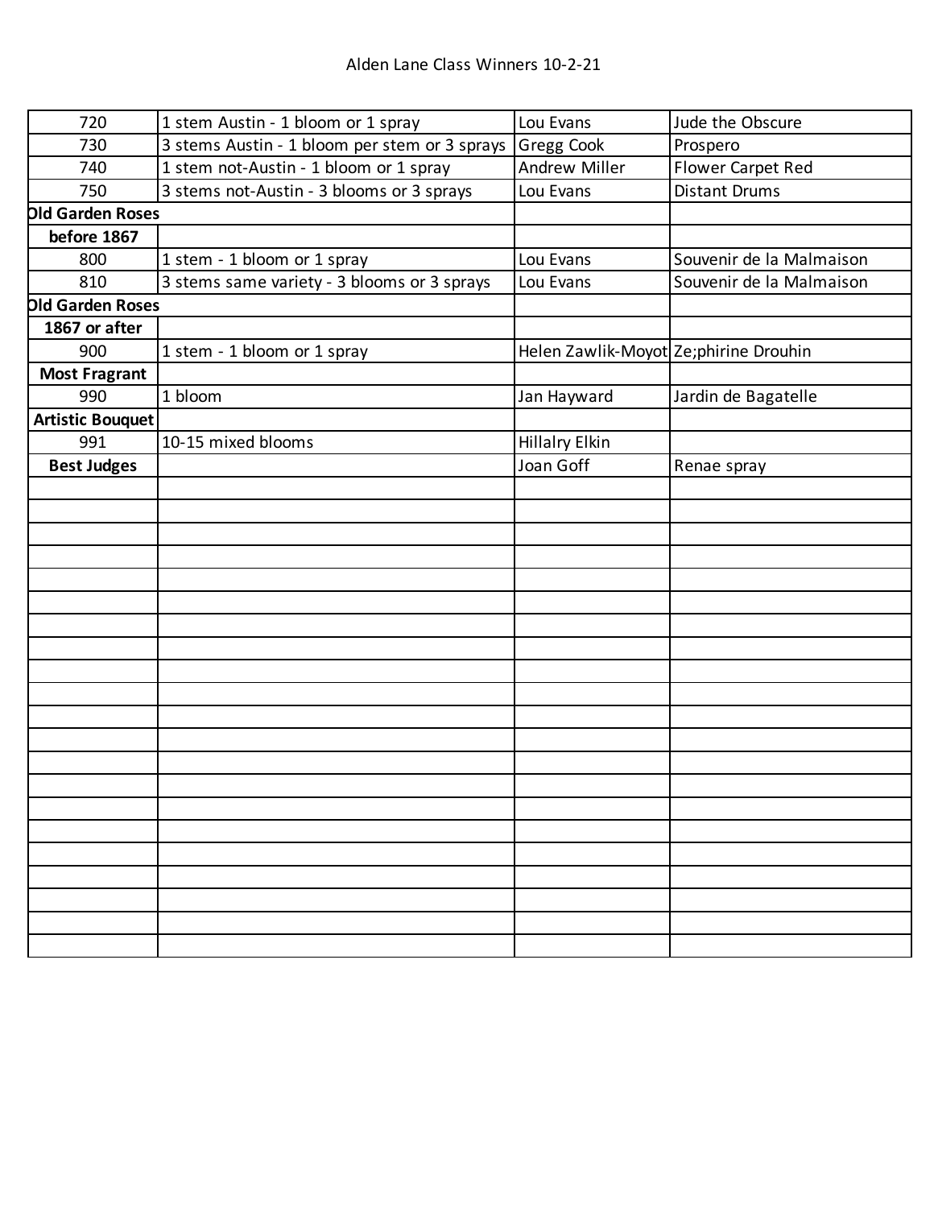Alden Lane Class Winners 10-2-21

| | | | |
|---|---|---|---|
| 720 | 1 stem Austin - 1 bloom or 1 spray | Lou Evans | Jude the Obscure |
| 730 | 3 stems Austin - 1 bloom per stem or 3 sprays | Gregg Cook | Prospero |
| 740 | 1 stem not-Austin - 1 bloom or 1 spray | Andrew Miller | Flower Carpet Red |
| 750 | 3 stems not-Austin - 3 blooms or 3 sprays | Lou Evans | Distant Drums |
| **Old Garden Roses** | | | |
| **before 1867** | | | |
| 800 | 1 stem - 1 bloom or 1 spray | Lou Evans | Souvenir de la Malmaison |
| 810 | 3 stems same variety - 3 blooms or 3 sprays | Lou Evans | Souvenir de la Malmaison |
| **Old Garden Roses** | | | |
| **1867 or after** | | | |
| 900 | 1 stem - 1 bloom or 1 spray | Helen Zawlik-Moyot | Ze;phirine Drouhin |
| **Most Fragrant** | | | |
| 990 | 1 bloom | Jan Hayward | Jardin de Bagatelle |
| **Artistic Bouquet** | | | |
| 991 | 10-15 mixed blooms | Hillalry Elkin | |
| **Best Judges** | | Joan Goff | Renae spray |